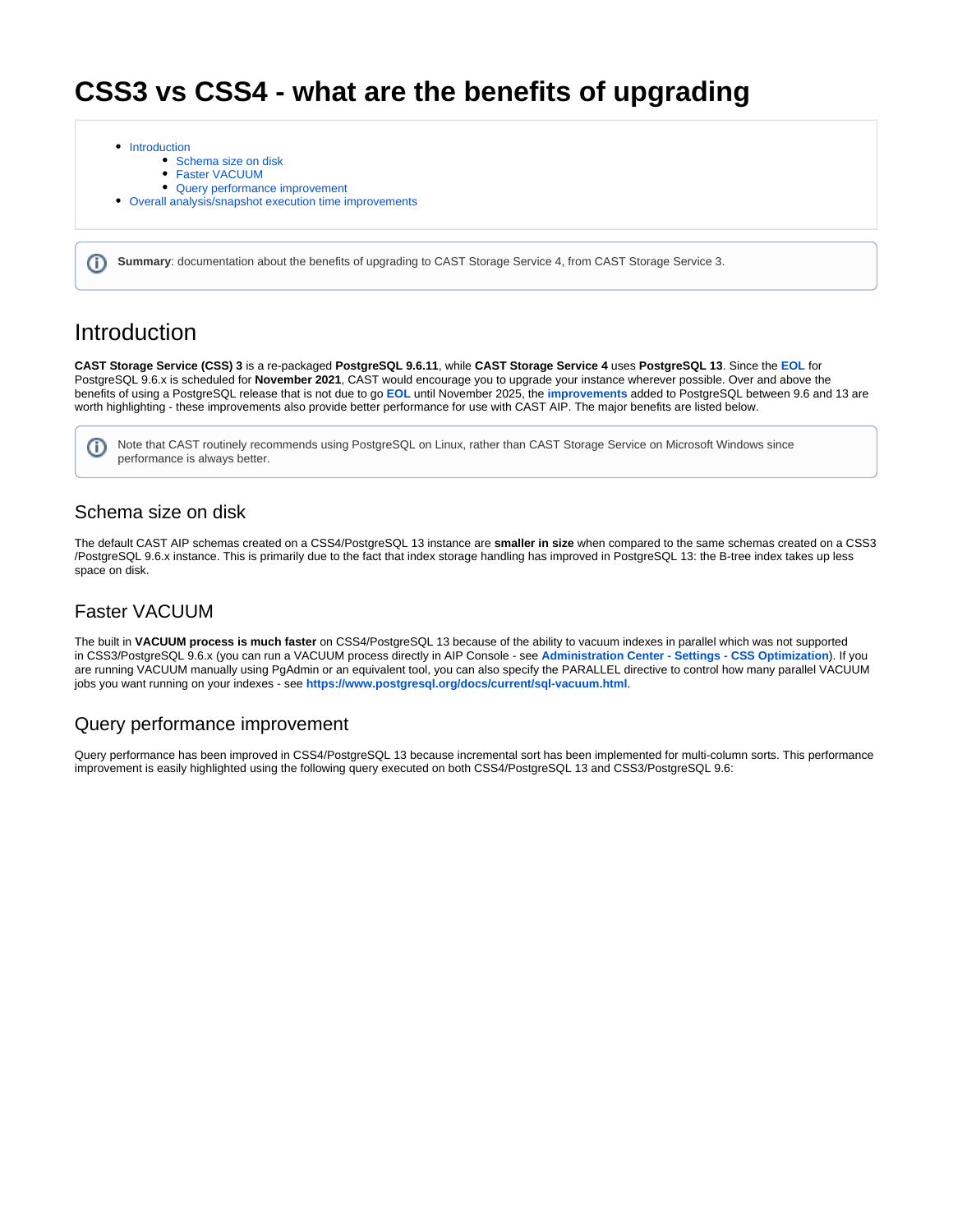# CSS3 vs CSS4 - what are the benefits of upgrading

- Introduction
  - Schema size on disk
  - Faster VACUUM
  - Query performance improvement
- Overall analysis/snapshot execution time improvements

**Summary**: documentation about the benefits of upgrading to CAST Storage Service 4, from CAST Storage Service 3.

## Introduction

**CAST Storage Service (CSS) 3** is a re-packaged **PostgreSQL 9.6.11**, while **CAST Storage Service 4** uses **PostgreSQL 13**. Since the **EOL** for PostgreSQL 9.6.x is scheduled for **November 2021**, CAST would encourage you to upgrade your instance wherever possible. Over and above the benefits of using a PostgreSQL release that is not due to go **EOL** until November 2025, the **improvements** added to PostgreSQL between 9.6 and 13 are worth highlighting - these improvements also provide better performance for use with CAST AIP. The major benefits are listed below.

Note that CAST routinely recommends using PostgreSQL on Linux, rather than CAST Storage Service on Microsoft Windows since performance is always better.

### Schema size on disk

The default CAST AIP schemas created on a CSS4/PostgreSQL 13 instance are **smaller in size** when compared to the same schemas created on a CSS3 /PostgreSQL 9.6.x instance. This is primarily due to the fact that index storage handling has improved in PostgreSQL 13: the B-tree index takes up less space on disk.

### Faster VACUUM

The built in **VACUUM process is much faster** on CSS4/PostgreSQL 13 because of the ability to vacuum indexes in parallel which was not supported in CSS3/PostgreSQL 9.6.x (you can run a VACUUM process directly in AIP Console - see **Administration Center - Settings - CSS Optimization**). If you are running VACUUM manually using PgAdmin or an equivalent tool, you can also specify the PARALLEL directive to control how many parallel VACUUM jobs you want running on your indexes - see **https://www.postgresql.org/docs/current/sql-vacuum.html**.

### Query performance improvement

Query performance has been improved in CSS4/PostgreSQL 13 because incremental sort has been implemented for multi-column sorts. This performance improvement is easily highlighted using the following query executed on both CSS4/PostgreSQL 13 and CSS3/PostgreSQL 9.6: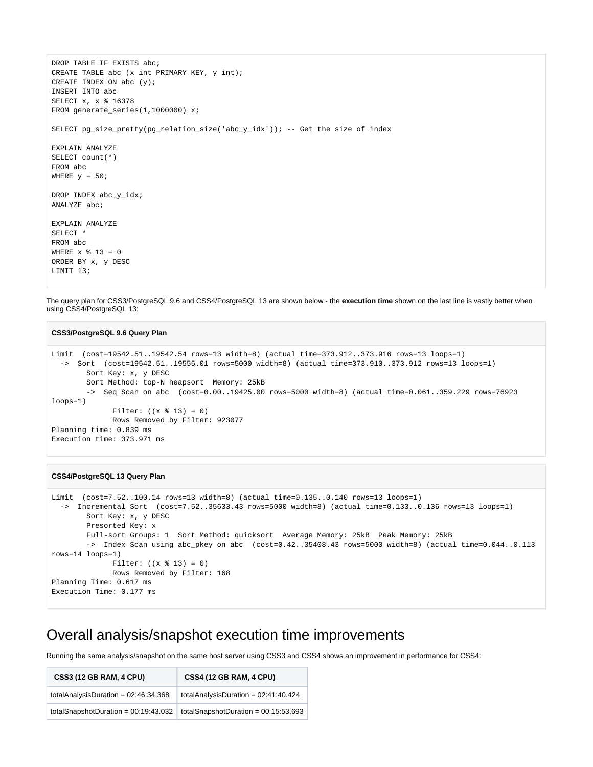```
DROP TABLE IF EXISTS abc;
CREATE TABLE abc (x int PRIMARY KEY, y int);
CREATE INDEX ON abc (y);
INSERT INTO abc
SELECT x, x % 16378
FROM generate_series(1,1000000) x;

SELECT pg_size_pretty(pg_relation_size('abc_y_idx')); -- Get the size of index

EXPLAIN ANALYZE
SELECT count(*)
FROM abc
WHERE y = 50;

DROP INDEX abc_y_idx;
ANALYZE abc;

EXPLAIN ANALYZE
SELECT *
FROM abc
WHERE x % 13 = 0
ORDER BY x, y DESC
LIMIT 13;
```

The query plan for CSS3/PostgreSQL 9.6 and CSS4/PostgreSQL 13 are shown below - the **execution time** shown on the last line is vastly better when using CSS4/PostgreSQL 13:

**CSS3/PostgreSQL 9.6 Query Plan**

```
Limit  (cost=19542.51..19542.54 rows=13 width=8) (actual time=373.912..373.916 rows=13 loops=1)
  ->  Sort  (cost=19542.51..19555.01 rows=5000 width=8) (actual time=373.910..373.912 rows=13 loops=1)
        Sort Key: x, y DESC
        Sort Method: top-N heapsort  Memory: 25kB
        ->  Seq Scan on abc  (cost=0.00..19425.00 rows=5000 width=8) (actual time=0.061..359.229 rows=76923
loops=1)
              Filter: ((x % 13) = 0)
              Rows Removed by Filter: 923077
Planning time: 0.839 ms
Execution time: 373.971 ms
```

**CSS4/PostgreSQL 13 Query Plan**

```
Limit  (cost=7.52..100.14 rows=13 width=8) (actual time=0.135..0.140 rows=13 loops=1)
  ->  Incremental Sort  (cost=7.52..35633.43 rows=5000 width=8) (actual time=0.133..0.136 rows=13 loops=1)
        Sort Key: x, y DESC
        Presorted Key: x
        Full-sort Groups: 1  Sort Method: quicksort  Average Memory: 25kB  Peak Memory: 25kB
        ->  Index Scan using abc_pkey on abc  (cost=0.42..35408.43 rows=5000 width=8) (actual time=0.044..0.113
rows=14 loops=1)
              Filter: ((x % 13) = 0)
              Rows Removed by Filter: 168
Planning Time: 0.617 ms
Execution Time: 0.177 ms
```

## Overall analysis/snapshot execution time improvements

Running the same analysis/snapshot on the same host server using CSS3 and CSS4 shows an improvement in performance for CSS4:

| CSS3 (12 GB RAM, 4 CPU) | CSS4 (12 GB RAM, 4 CPU) |
| --- | --- |
| totalAnalysisDuration = 02:46:34.368 | totalAnalysisDuration = 02:41:40.424 |
| totalSnapshotDuration = 00:19:43.032 | totalSnapshotDuration = 00:15:53.693 |